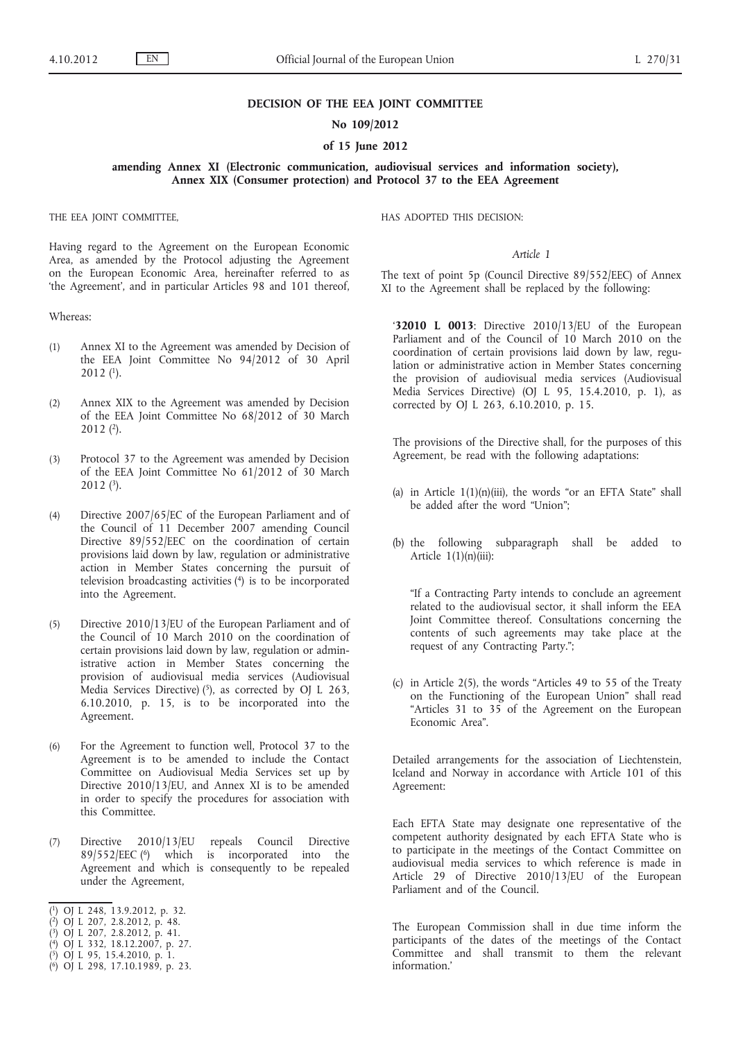**DECISION OF THE EEA JOINT COMMITTEE**

**No 109/2012**

**of 15 June 2012**

**amending Annex XI (Electronic communication, audiovisual services and information society), Annex XIX (Consumer protection) and Protocol 37 to the EEA Agreement**

THE EEA JOINT COMMITTEE,

Having regard to the Agreement on the European Economic Area, as amended by the Protocol adjusting the Agreement on the European Economic Area, hereinafter referred to as 'the Agreement', and in particular Articles 98 and 101 thereof,

Whereas:

(1) Annex XI to the Agreement was amended by Decision of the EEA Joint Committee No 94/2012 of 30 April 2012 [1].

(2) Annex XIX to the Agreement was amended by Decision of the EEA Joint Committee No 68/2012 of 30 March 2012 [2].

(3) Protocol 37 to the Agreement was amended by Decision of the EEA Joint Committee No 61/2012 of 30 March 2012 [3].

(4) Directive 2007/65/EC of the European Parliament and of the Council of 11 December 2007 amending Council Directive 89/552/EEC on the coordination of certain provisions laid down by law, regulation or administrative action in Member States concerning the pursuit of television broadcasting activities [4] is to be incorporated into the Agreement.

(5) Directive 2010/13/EU of the European Parliament and of the Council of 10 March 2010 on the coordination of certain provisions laid down by law, regulation or administrative action in Member States concerning the provision of audiovisual media services (Audiovisual Media Services Directive) [5], as corrected by OJ L 263, 6.10.2010, p. 15, is to be incorporated into the Agreement.

(6) For the Agreement to function well, Protocol 37 to the Agreement is to be amended to include the Contact Committee on Audiovisual Media Services set up by Directive 2010/13/EU, and Annex XI is to be amended in order to specify the procedures for association with this Committee.

(7) Directive 2010/13/EU repeals Council Directive 89/552/EEC [6] which is incorporated into the Agreement and which is consequently to be repealed under the Agreement,

HAS ADOPTED THIS DECISION:

*Article 1*

The text of point 5p (Council Directive 89/552/EEC) of Annex XI to the Agreement shall be replaced by the following:

'**32010 L 0013**: Directive 2010/13/EU of the European Parliament and of the Council of 10 March 2010 on the coordination of certain provisions laid down by law, regulation or administrative action in Member States concerning the provision of audiovisual media services (Audiovisual Media Services Directive) (OJ L 95, 15.4.2010, p. 1), as corrected by OJ L 263, 6.10.2010, p. 15.

The provisions of the Directive shall, for the purposes of this Agreement, be read with the following adaptations:

(a) in Article 1(1)(n)(iii), the words "or an EFTA State" shall be added after the word "Union";

(b) the following subparagraph shall be added to Article 1(1)(n)(iii):

"If a Contracting Party intends to conclude an agreement related to the audiovisual sector, it shall inform the EEA Joint Committee thereof. Consultations concerning the contents of such agreements may take place at the request of any Contracting Party.";

(c) in Article 2(5), the words "Articles 49 to 55 of the Treaty on the Functioning of the European Union" shall read "Articles 31 to 35 of the Agreement on the European Economic Area".

Detailed arrangements for the association of Liechtenstein, Iceland and Norway in accordance with Article 101 of this Agreement:

Each EFTA State may designate one representative of the competent authority designated by each EFTA State who is to participate in the meetings of the Contact Committee on audiovisual media services to which reference is made in Article 29 of Directive 2010/13/EU of the European Parliament and of the Council.

The European Commission shall in due time inform the participants of the dates of the meetings of the Contact Committee and shall transmit to them the relevant information.'

[1] OJ L 248, 13.9.2012, p. 32.
[2] OJ L 207, 2.8.2012, p. 48.
[3] OJ L 207, 2.8.2012, p. 41.
[4] OJ L 332, 18.12.2007, p. 27.
[5] OJ L 95, 15.4.2010, p. 1.
[6] OJ L 298, 17.10.1989, p. 23.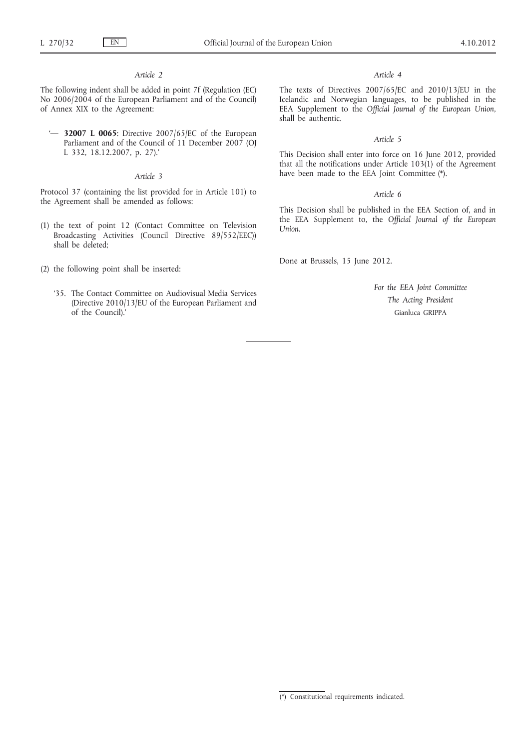*Article 2*

The following indent shall be added in point 7f (Regulation (EC) No 2006/2004 of the European Parliament and of the Council) of Annex XIX to the Agreement:

'— **32007 L 0065**: Directive 2007/65/EC of the European Parliament and of the Council of 11 December 2007 (OJ L 332, 18.12.2007, p. 27).'

*Article 3*

Protocol 37 (containing the list provided for in Article 101) to the Agreement shall be amended as follows:

(1) the text of point 12 (Contact Committee on Television Broadcasting Activities (Council Directive 89/552/EEC)) shall be deleted;

(2) the following point shall be inserted:

'35. The Contact Committee on Audiovisual Media Services (Directive 2010/13/EU of the European Parliament and of the Council).'

*Article 4*

The texts of Directives 2007/65/EC and 2010/13/EU in the Icelandic and Norwegian languages, to be published in the EEA Supplement to the *Official Journal of the European Union*, shall be authentic.

*Article 5*

This Decision shall enter into force on 16 June 2012, provided that all the notifications under Article 103(1) of the Agreement have been made to the EEA Joint Committee (*).

*Article 6*

This Decision shall be published in the EEA Section of, and in the EEA Supplement to, the *Official Journal of the European Union*.

Done at Brussels, 15 June 2012.

*For the EEA Joint Committee*

*The Acting President*

Gianluca GRIPPA

(*) Constitutional requirements indicated.